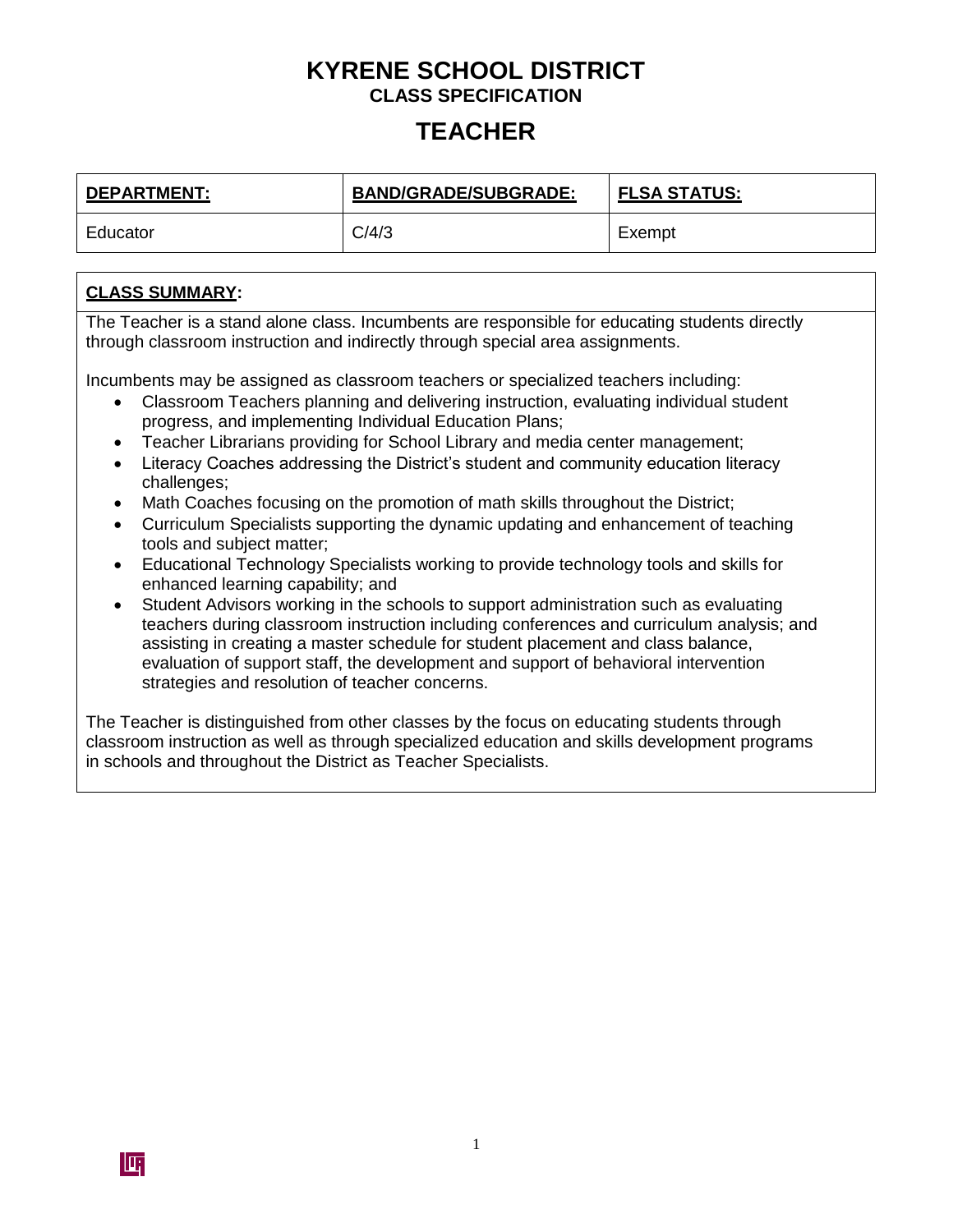# KYRENE SCHOOL DISTRICT

## CLASS SPECIFICATION

# TEACHER

| DEPARTMENT: | BAND/GRADE/SUBGRADE: | FLSA STATUS: |
|---|---|---|
| Educator | C/4/3 | Exempt |

**CLASS SUMMARY:**

The Teacher is a stand alone class. Incumbents are responsible for educating students directly through classroom instruction and indirectly through special area assignments.

Incumbents may be assigned as classroom teachers or specialized teachers including:

- Classroom Teachers planning and delivering instruction, evaluating individual student progress, and implementing Individual Education Plans;
- Teacher Librarians providing for School Library and media center management;
- Literacy Coaches addressing the District's student and community education literacy challenges;
- Math Coaches focusing on the promotion of math skills throughout the District;
- Curriculum Specialists supporting the dynamic updating and enhancement of teaching tools and subject matter;
- Educational Technology Specialists working to provide technology tools and skills for enhanced learning capability; and
- Student Advisors working in the schools to support administration such as evaluating teachers during classroom instruction including conferences and curriculum analysis; and assisting in creating a master schedule for student placement and class balance, evaluation of support staff, the development and support of behavioral intervention strategies and resolution of teacher concerns.

The Teacher is distinguished from other classes by the focus on educating students through classroom instruction as well as through specialized education and skills development programs in schools and throughout the District as Teacher Specialists.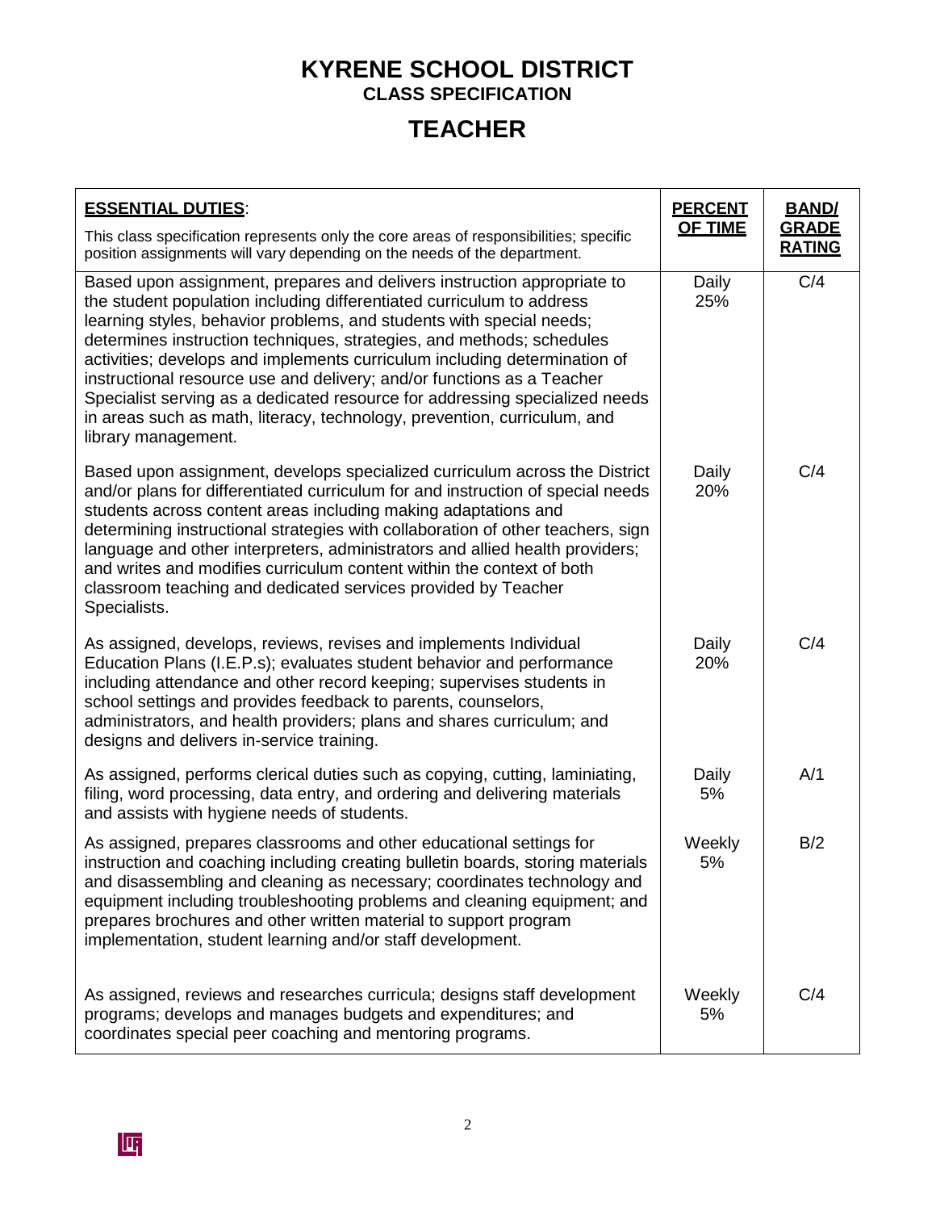# KYRENE SCHOOL DISTRICT

**CLASS SPECIFICATION**

# TEACHER

| **ESSENTIAL DUTIES**: This class specification represents only the core areas of responsibilities; specific position assignments will vary depending on the needs of the department. | **PERCENT OF TIME** | **BAND/ GRADE RATING** |
|---|---|---|
| Based upon assignment, prepares and delivers instruction appropriate to the student population including differentiated curriculum to address learning styles, behavior problems, and students with special needs; determines instruction techniques, strategies, and methods; schedules activities; develops and implements curriculum including determination of instructional resource use and delivery; and/or functions as a Teacher Specialist serving as a dedicated resource for addressing specialized needs in areas such as math, literacy, technology, prevention, curriculum, and library management. | Daily 25% | C/4 |
| Based upon assignment, develops specialized curriculum across the District and/or plans for differentiated curriculum for and instruction of special needs students across content areas including making adaptations and determining instructional strategies with collaboration of other teachers, sign language and other interpreters, administrators and allied health providers; and writes and modifies curriculum content within the context of both classroom teaching and dedicated services provided by Teacher Specialists. | Daily 20% | C/4 |
| As assigned, develops, reviews, revises and implements Individual Education Plans (I.E.P.s); evaluates student behavior and performance including attendance and other record keeping; supervises students in school settings and provides feedback to parents, counselors, administrators, and health providers; plans and shares curriculum; and designs and delivers in-service training. | Daily 20% | C/4 |
| As assigned, performs clerical duties such as copying, cutting, laminiating, filing, word processing, data entry, and ordering and delivering materials and assists with hygiene needs of students. | Daily 5% | A/1 |
| As assigned, prepares classrooms and other educational settings for instruction and coaching including creating bulletin boards, storing materials and disassembling and cleaning as necessary; coordinates technology and equipment including troubleshooting problems and cleaning equipment; and prepares brochures and other written material to support program implementation, student learning and/or staff development. | Weekly 5% | B/2 |
| As assigned, reviews and researches curricula; designs staff development programs; develops and manages budgets and expenditures; and coordinates special peer coaching and mentoring programs. | Weekly 5% | C/4 |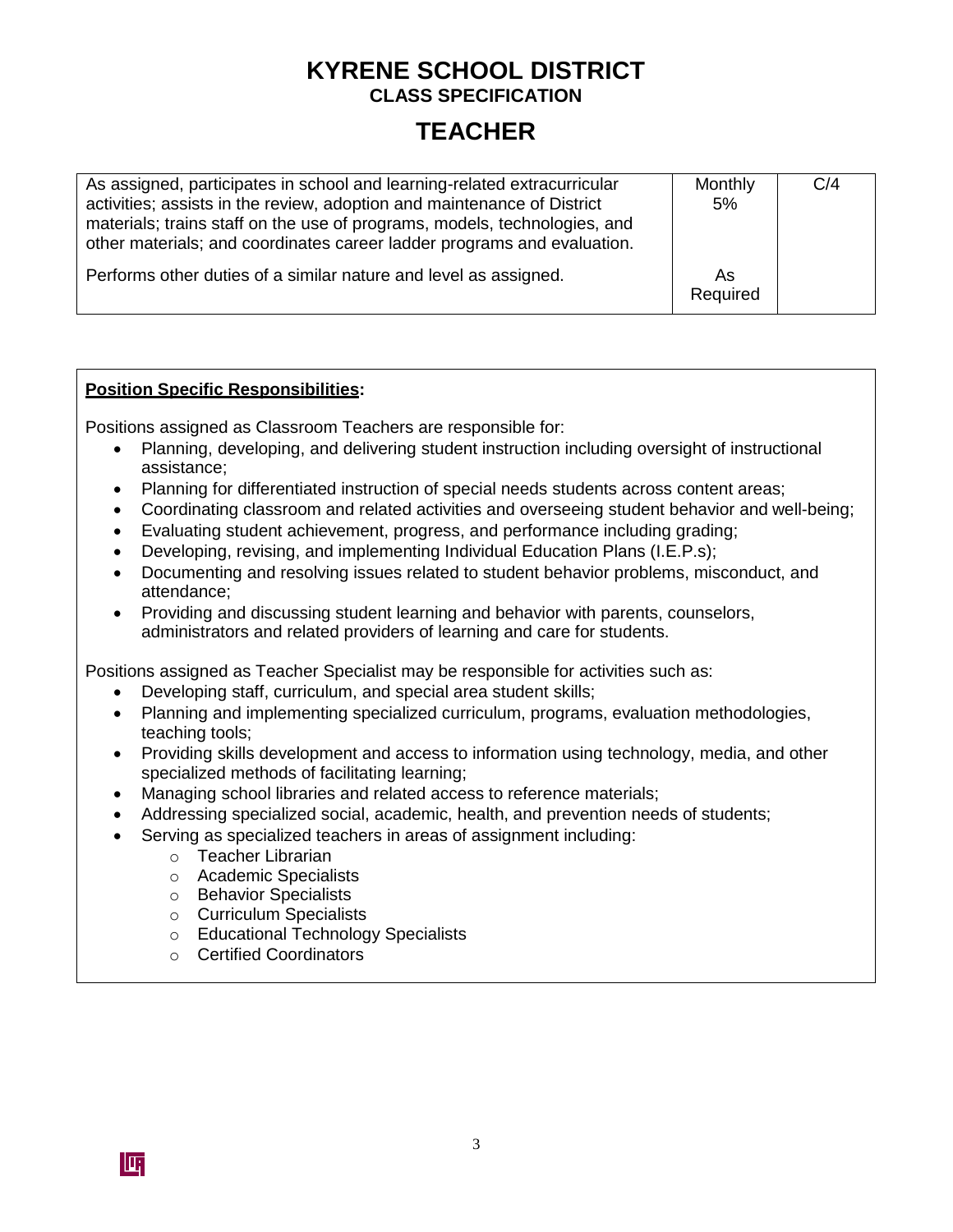# KYRENE SCHOOL DISTRICT
**CLASS SPECIFICATION**

# TEACHER

| | | |
|---|---|---|
| As assigned, participates in school and learning-related extracurricular activities; assists in the review, adoption and maintenance of District materials; trains staff on the use of programs, models, technologies, and other materials; and coordinates career ladder programs and evaluation. | Monthly 5% | C/4 |
| Performs other duties of a similar nature and level as assigned. | As Required | |

**<u>Position Specific Responsibilities</u>:**

Positions assigned as Classroom Teachers are responsible for:

- Planning, developing, and delivering student instruction including oversight of instructional assistance;
- Planning for differentiated instruction of special needs students across content areas;
- Coordinating classroom and related activities and overseeing student behavior and well-being;
- Evaluating student achievement, progress, and performance including grading;
- Developing, revising, and implementing Individual Education Plans (I.E.P.s);
- Documenting and resolving issues related to student behavior problems, misconduct, and attendance;
- Providing and discussing student learning and behavior with parents, counselors, administrators and related providers of learning and care for students.

Positions assigned as Teacher Specialist may be responsible for activities such as:

- Developing staff, curriculum, and special area student skills;
- Planning and implementing specialized curriculum, programs, evaluation methodologies, teaching tools;
- Providing skills development and access to information using technology, media, and other specialized methods of facilitating learning;
- Managing school libraries and related access to reference materials;
- Addressing specialized social, academic, health, and prevention needs of students;
- Serving as specialized teachers in areas of assignment including:
  - Teacher Librarian
  - Academic Specialists
  - Behavior Specialists
  - Curriculum Specialists
  - Educational Technology Specialists
  - Certified Coordinators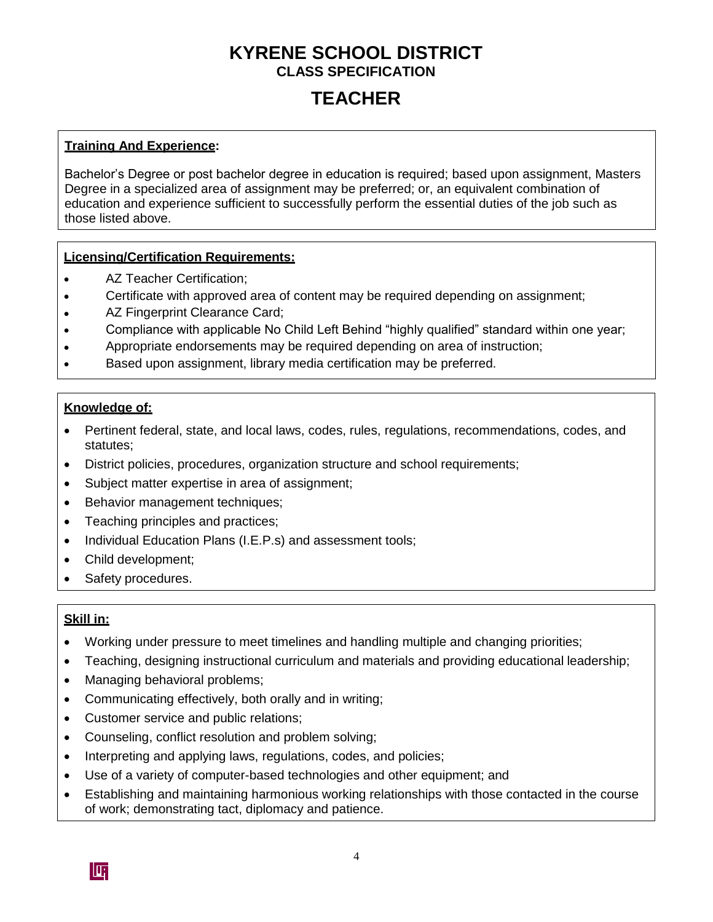# KYRENE SCHOOL DISTRICT
## CLASS SPECIFICATION
# TEACHER

**Training And Experience:**

Bachelor's Degree or post bachelor degree in education is required; based upon assignment, Masters Degree in a specialized area of assignment may be preferred; or, an equivalent combination of education and experience sufficient to successfully perform the essential duties of the job such as those listed above.

**Licensing/Certification Requirements:**

- AZ Teacher Certification;
- Certificate with approved area of content may be required depending on assignment;
- AZ Fingerprint Clearance Card;
- Compliance with applicable No Child Left Behind "highly qualified" standard within one year;
- Appropriate endorsements may be required depending on area of instruction;
- Based upon assignment, library media certification may be preferred.

**Knowledge of:**

- Pertinent federal, state, and local laws, codes, rules, regulations, recommendations, codes, and statutes;
- District policies, procedures, organization structure and school requirements;
- Subject matter expertise in area of assignment;
- Behavior management techniques;
- Teaching principles and practices;
- Individual Education Plans (I.E.P.s) and assessment tools;
- Child development;
- Safety procedures.

**Skill in:**

- Working under pressure to meet timelines and handling multiple and changing priorities;
- Teaching, designing instructional curriculum and materials and providing educational leadership;
- Managing behavioral problems;
- Communicating effectively, both orally and in writing;
- Customer service and public relations;
- Counseling, conflict resolution and problem solving;
- Interpreting and applying laws, regulations, codes, and policies;
- Use of a variety of computer-based technologies and other equipment; and
- Establishing and maintaining harmonious working relationships with those contacted in the course of work; demonstrating tact, diplomacy and patience.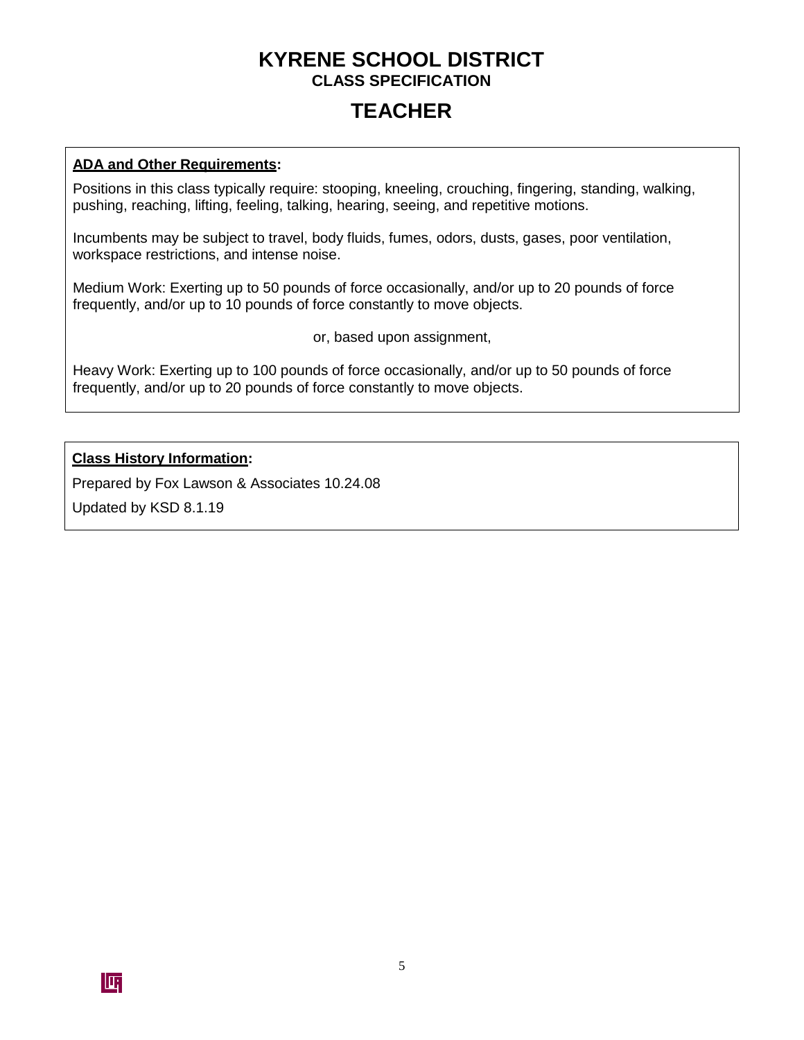# KYRENE SCHOOL DISTRICT
**CLASS SPECIFICATION**

# TEACHER

**ADA and Other Requirements:**

Positions in this class typically require: stooping, kneeling, crouching, fingering, standing, walking, pushing, reaching, lifting, feeling, talking, hearing, seeing, and repetitive motions.

Incumbents may be subject to travel, body fluids, fumes, odors, dusts, gases, poor ventilation, workspace restrictions, and intense noise.

Medium Work: Exerting up to 50 pounds of force occasionally, and/or up to 20 pounds of force frequently, and/or up to 10 pounds of force constantly to move objects.

or, based upon assignment,

Heavy Work: Exerting up to 100 pounds of force occasionally, and/or up to 50 pounds of force frequently, and/or up to 20 pounds of force constantly to move objects.

**Class History Information:**

Prepared by Fox Lawson & Associates 10.24.08

Updated by KSD 8.1.19